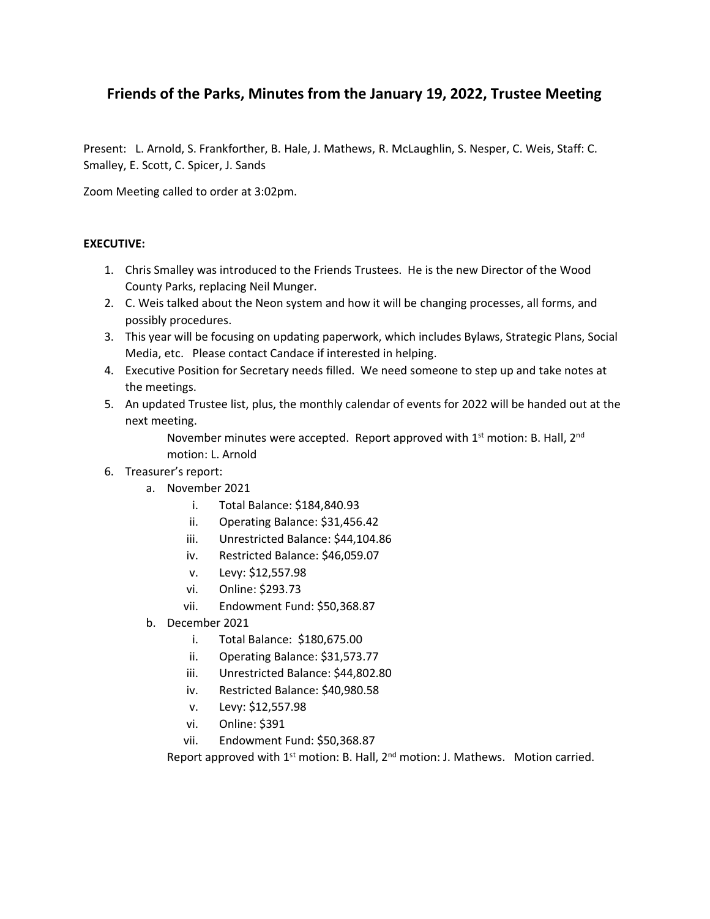# Friends of the Parks, Minutes from the January 19, 2022, Trustee Meeting

Present: L. Arnold, S. Frankforther, B. Hale, J. Mathews, R. McLaughlin, S. Nesper, C. Weis, Staff: C. Smalley, E. Scott, C. Spicer, J. Sands

Zoom Meeting called to order at 3:02pm.

**EXECUTIVE:**

1. Chris Smalley was introduced to the Friends Trustees. He is the new Director of the Wood County Parks, replacing Neil Munger.
2. C. Weis talked about the Neon system and how it will be changing processes, all forms, and possibly procedures.
3. This year will be focusing on updating paperwork, which includes Bylaws, Strategic Plans, Social Media, etc. Please contact Candace if interested in helping.
4. Executive Position for Secretary needs filled. We need someone to step up and take notes at the meetings.
5. An updated Trustee list, plus, the monthly calendar of events for 2022 will be handed out at the next meeting.

   November minutes were accepted. Report approved with 1st motion: B. Hall, 2nd motion: L. Arnold

6. Treasurer's report:
   a. November 2021
      i. Total Balance: $184,840.93
      ii. Operating Balance: $31,456.42
      iii. Unrestricted Balance: $44,104.86
      iv. Restricted Balance: $46,059.07
      v. Levy: $12,557.98
      vi. Online: $293.73
      vii. Endowment Fund: $50,368.87
   b. December 2021
      i. Total Balance: $180,675.00
      ii. Operating Balance: $31,573.77
      iii. Unrestricted Balance: $44,802.80
      iv. Restricted Balance: $40,980.58
      v. Levy: $12,557.98
      vi. Online: $391
      vii. Endowment Fund: $50,368.87

   Report approved with 1st motion: B. Hall, 2nd motion: J. Mathews. Motion carried.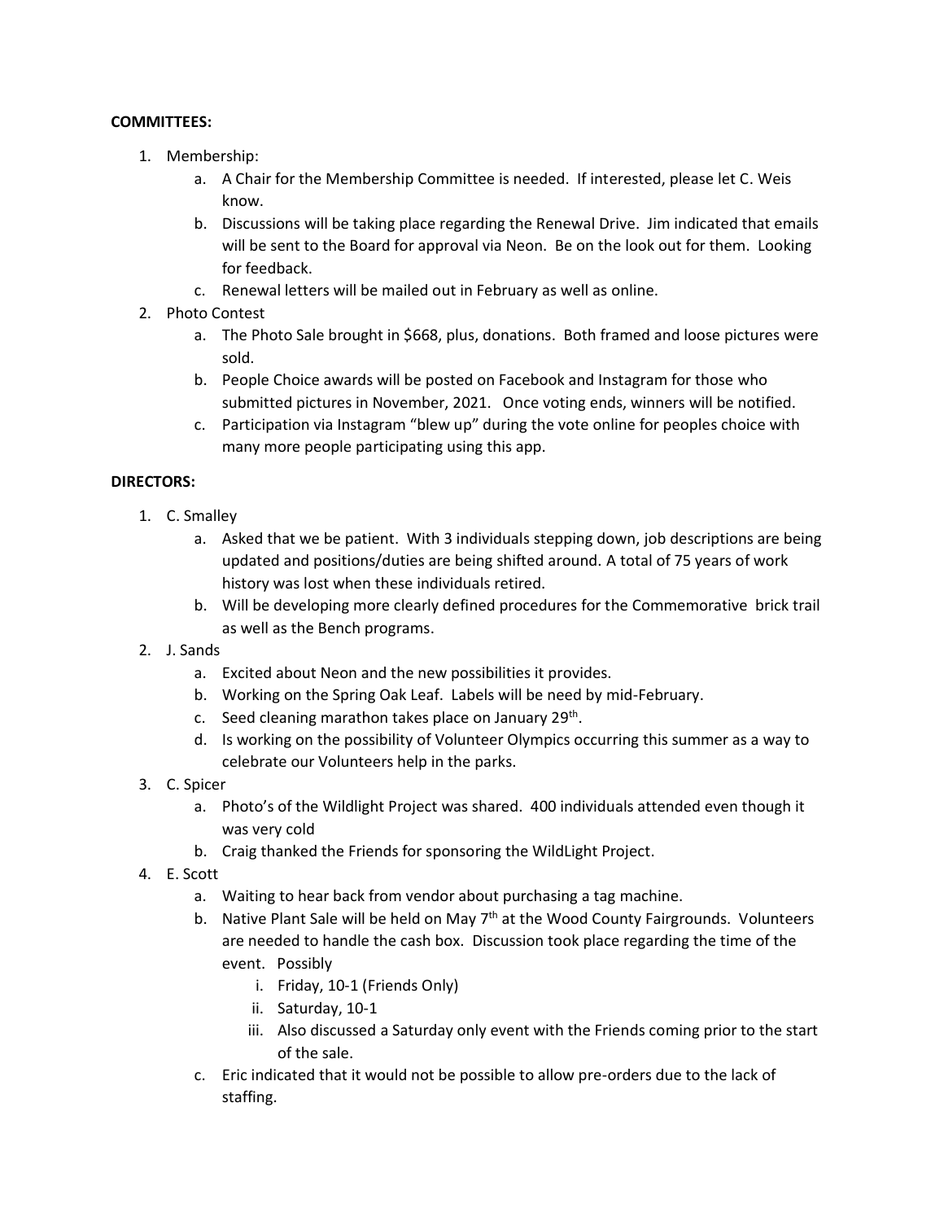**COMMITTEES:**

1. Membership:
    a. A Chair for the Membership Committee is needed. If interested, please let C. Weis know.
    b. Discussions will be taking place regarding the Renewal Drive. Jim indicated that emails will be sent to the Board for approval via Neon. Be on the look out for them. Looking for feedback.
    c. Renewal letters will be mailed out in February as well as online.
2. Photo Contest
    a. The Photo Sale brought in $668, plus, donations. Both framed and loose pictures were sold.
    b. People Choice awards will be posted on Facebook and Instagram for those who submitted pictures in November, 2021. Once voting ends, winners will be notified.
    c. Participation via Instagram "blew up" during the vote online for peoples choice with many more people participating using this app.

**DIRECTORS:**

1. C. Smalley
    a. Asked that we be patient. With 3 individuals stepping down, job descriptions are being updated and positions/duties are being shifted around. A total of 75 years of work history was lost when these individuals retired.
    b. Will be developing more clearly defined procedures for the Commemorative brick trail as well as the Bench programs.
2. J. Sands
    a. Excited about Neon and the new possibilities it provides.
    b. Working on the Spring Oak Leaf. Labels will be need by mid-February.
    c. Seed cleaning marathon takes place on January 29th.
    d. Is working on the possibility of Volunteer Olympics occurring this summer as a way to celebrate our Volunteers help in the parks.
3. C. Spicer
    a. Photo's of the Wildlight Project was shared. 400 individuals attended even though it was very cold
    b. Craig thanked the Friends for sponsoring the WildLight Project.
4. E. Scott
    a. Waiting to hear back from vendor about purchasing a tag machine.
    b. Native Plant Sale will be held on May 7th at the Wood County Fairgrounds. Volunteers are needed to handle the cash box. Discussion took place regarding the time of the event. Possibly
        i. Friday, 10-1 (Friends Only)
        ii. Saturday, 10-1
        iii. Also discussed a Saturday only event with the Friends coming prior to the start of the sale.
    c. Eric indicated that it would not be possible to allow pre-orders due to the lack of staffing.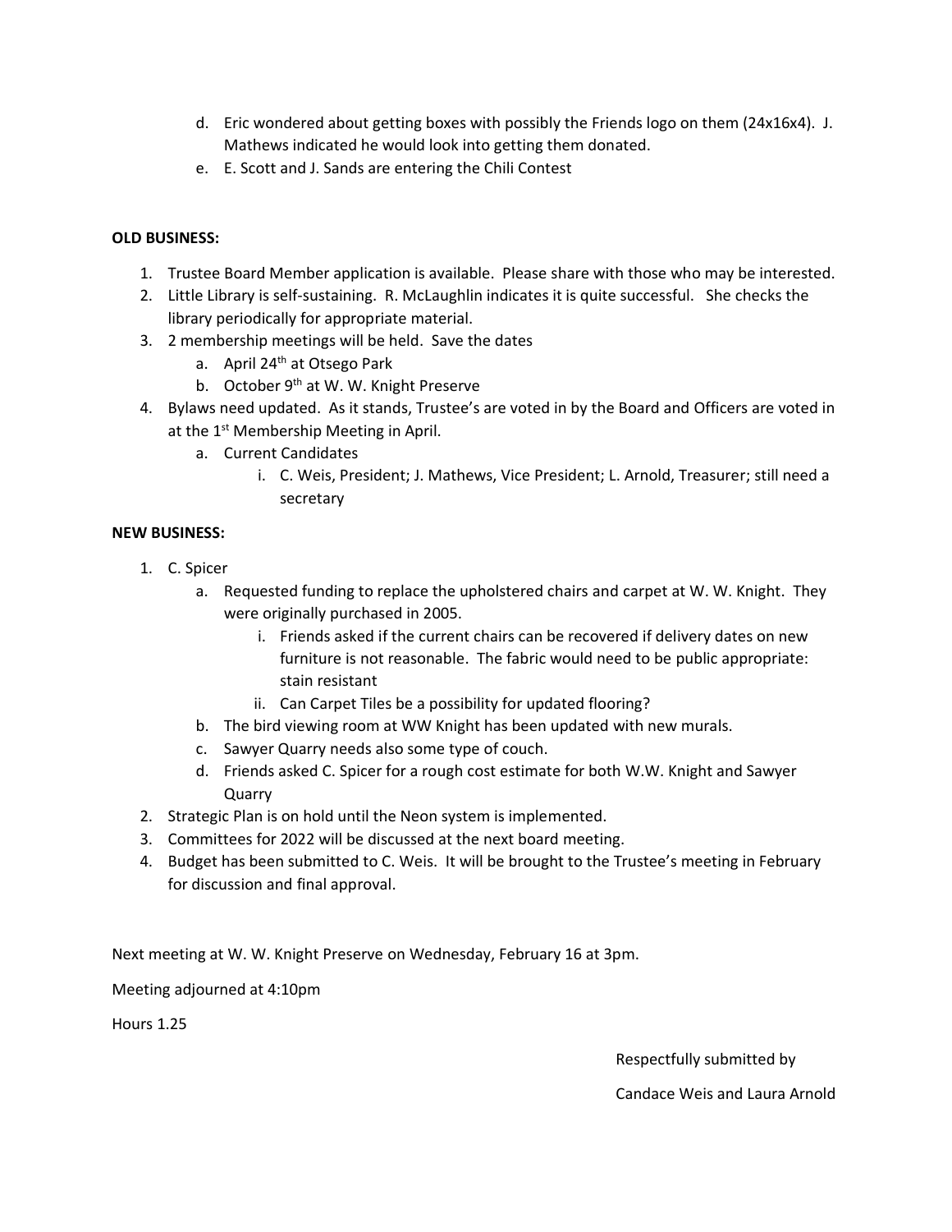d. Eric wondered about getting boxes with possibly the Friends logo on them (24x16x4). J. Mathews indicated he would look into getting them donated.
   e. E. Scott and J. Sands are entering the Chili Contest

**OLD BUSINESS:**

1. Trustee Board Member application is available. Please share with those who may be interested.
2. Little Library is self-sustaining. R. McLaughlin indicates it is quite successful. She checks the library periodically for appropriate material.
3. 2 membership meetings will be held. Save the dates
   a. April 24th at Otsego Park
   b. October 9th at W. W. Knight Preserve
4. Bylaws need updated. As it stands, Trustee's are voted in by the Board and Officers are voted in at the 1st Membership Meeting in April.
   a. Current Candidates
      i. C. Weis, President; J. Mathews, Vice President; L. Arnold, Treasurer; still need a secretary

**NEW BUSINESS:**

1. C. Spicer
   a. Requested funding to replace the upholstered chairs and carpet at W. W. Knight. They were originally purchased in 2005.
      i. Friends asked if the current chairs can be recovered if delivery dates on new furniture is not reasonable. The fabric would need to be public appropriate: stain resistant
      ii. Can Carpet Tiles be a possibility for updated flooring?
   b. The bird viewing room at WW Knight has been updated with new murals.
   c. Sawyer Quarry needs also some type of couch.
   d. Friends asked C. Spicer for a rough cost estimate for both W.W. Knight and Sawyer Quarry
2. Strategic Plan is on hold until the Neon system is implemented.
3. Committees for 2022 will be discussed at the next board meeting.
4. Budget has been submitted to C. Weis. It will be brought to the Trustee's meeting in February for discussion and final approval.

Next meeting at W. W. Knight Preserve on Wednesday, February 16 at 3pm.

Meeting adjourned at 4:10pm

Hours 1.25

Respectfully submitted by

Candace Weis and Laura Arnold